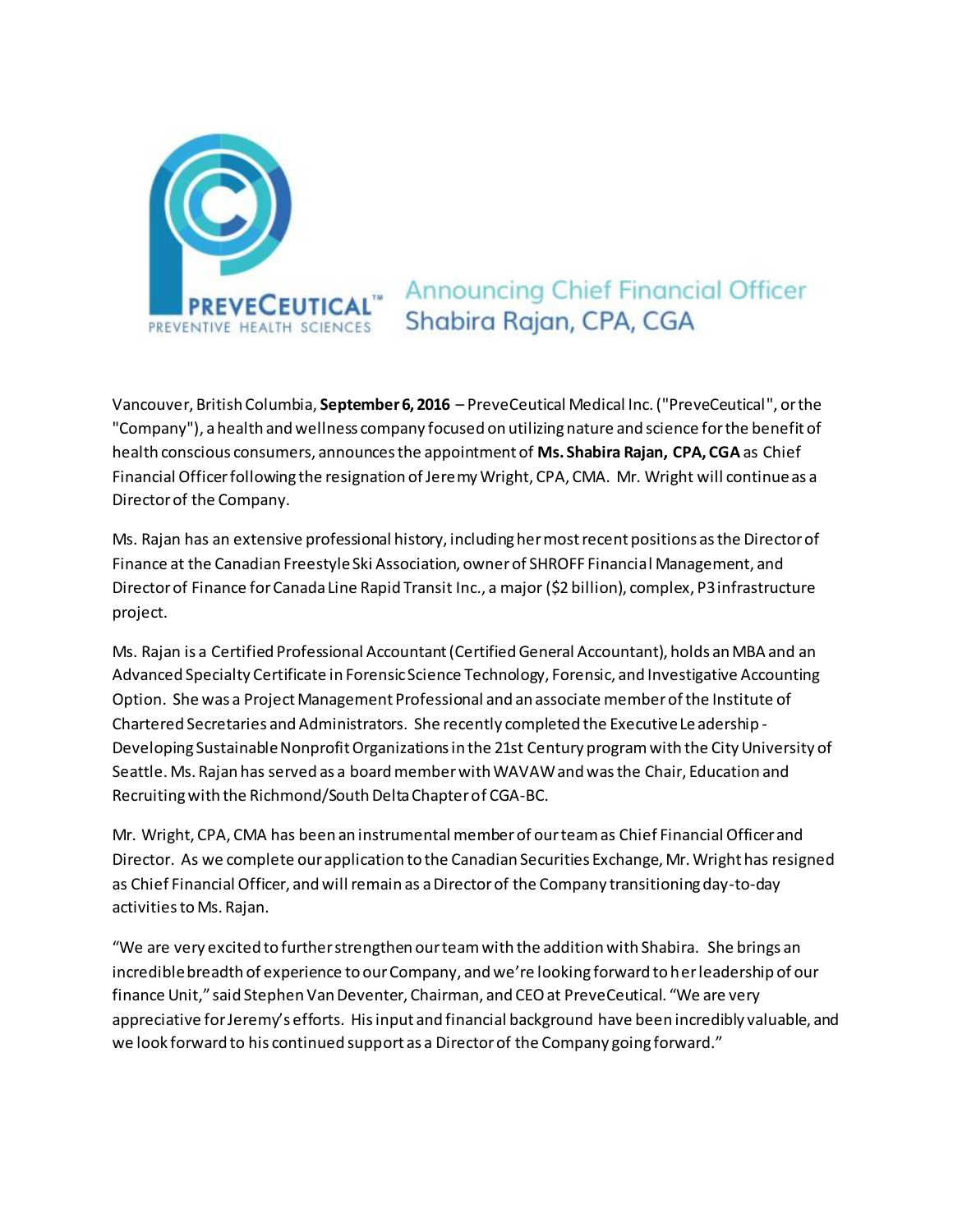PREVECEUTICAL™
PREVENTIVE HEALTH SCIENCES

# Announcing Chief Financial Officer Shabira Rajan, CPA, CGA

Vancouver, British Columbia, **September 6, 2016** – PreveCeutical Medical Inc. ("PreveCeutical", or the "Company"), a health and wellness company focused on utilizing nature and science for the benefit of health conscious consumers, announces the appointment of **Ms. Shabira Rajan, CPA, CGA** as Chief Financial Officer following the resignation of Jeremy Wright, CPA, CMA. Mr. Wright will continue as a Director of the Company.

Ms. Rajan has an extensive professional history, including her most recent positions as the Director of Finance at the Canadian Freestyle Ski Association, owner of SHROFF Financial Management, and Director of Finance for Canada Line Rapid Transit Inc., a major ($2 billion), complex, P3 infrastructure project.

Ms. Rajan is a Certified Professional Accountant (Certified General Accountant), holds an MBA and an Advanced Specialty Certificate in Forensic Science Technology, Forensic, and Investigative Accounting Option. She was a Project Management Professional and an associate member of the Institute of Chartered Secretaries and Administrators. She recently completed the Executive Leadership - Developing Sustainable Nonprofit Organizations in the 21st Century program with the City University of Seattle. Ms. Rajan has served as a board member with WAVAW and was the Chair, Education and Recruiting with the Richmond/South Delta Chapter of CGA-BC.

Mr. Wright, CPA, CMA has been an instrumental member of our team as Chief Financial Officer and Director. As we complete our application to the Canadian Securities Exchange, Mr. Wright has resigned as Chief Financial Officer, and will remain as a Director of the Company transitioning day-to-day activities to Ms. Rajan.

"We are very excited to further strengthen our team with the addition with Shabira. She brings an incredible breadth of experience to our Company, and we're looking forward to her leadership of our finance Unit," said Stephen Van Deventer, Chairman, and CEO at PreveCeutical. "We are very appreciative for Jeremy's efforts. His input and financial background have been incredibly valuable, and we look forward to his continued support as a Director of the Company going forward."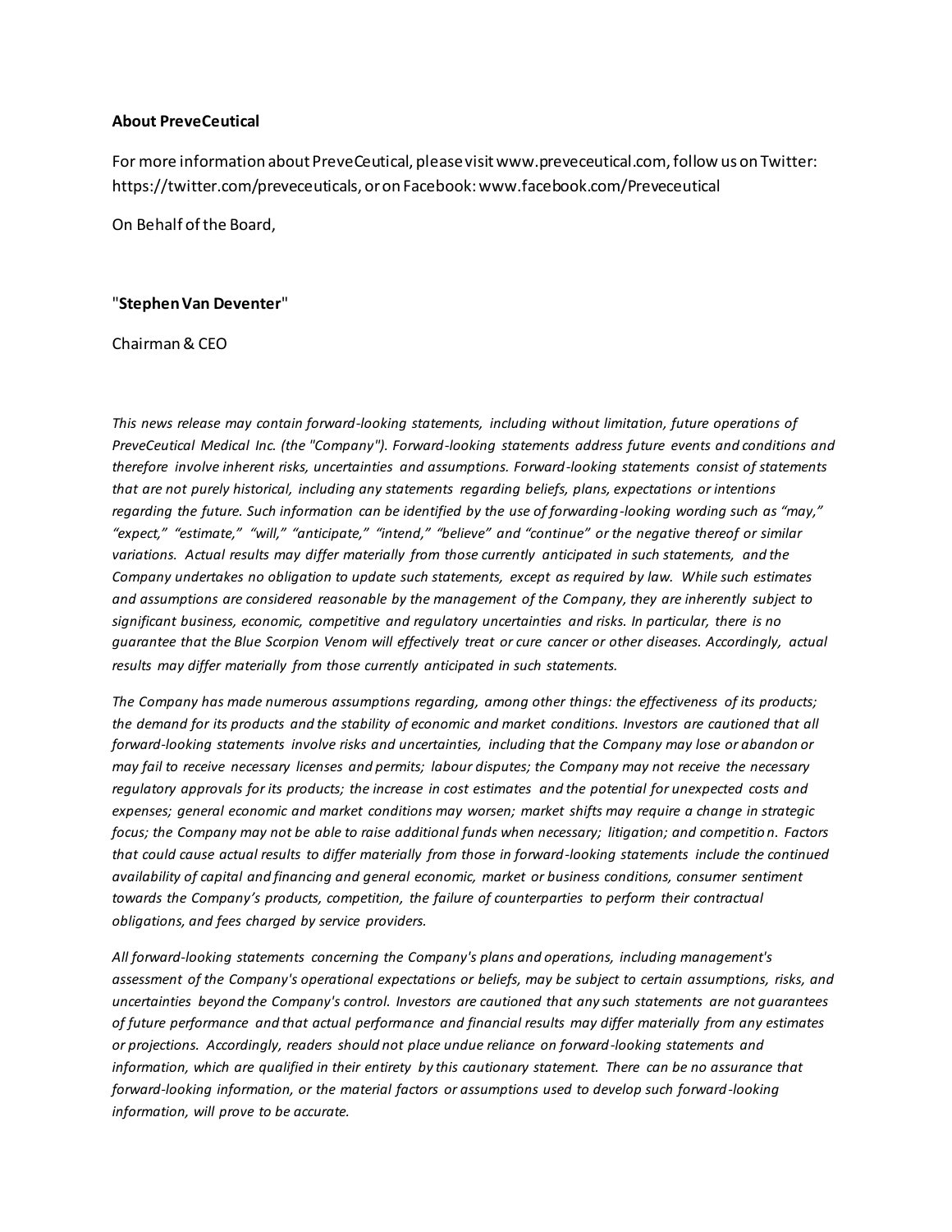**About PreveCeutical**

For more information about PreveCeutical, please visit www.preveceutical.com, follow us on Twitter: https://twitter.com/preveceuticals, or on Facebook: www.facebook.com/Preveceutical

On Behalf of the Board,

"**Stephen Van Deventer**"

Chairman & CEO

*This news release may contain forward-looking statements, including without limitation, future operations of PreveCeutical Medical Inc. (the "Company"). Forward-looking statements address future events and conditions and therefore involve inherent risks, uncertainties and assumptions. Forward-looking statements consist of statements that are not purely historical, including any statements regarding beliefs, plans, expectations or intentions regarding the future. Such information can be identified by the use of forwarding-looking wording such as "may," "expect," "estimate," "will," "anticipate," "intend," "believe" and "continue" or the negative thereof or similar variations. Actual results may differ materially from those currently anticipated in such statements, and the Company undertakes no obligation to update such statements, except as required by law. While such estimates and assumptions are considered reasonable by the management of the Company, they are inherently subject to significant business, economic, competitive and regulatory uncertainties and risks. In particular, there is no guarantee that the Blue Scorpion Venom will effectively treat or cure cancer or other diseases. Accordingly, actual results may differ materially from those currently anticipated in such statements.*

*The Company has made numerous assumptions regarding, among other things: the effectiveness of its products; the demand for its products and the stability of economic and market conditions. Investors are cautioned that all forward-looking statements involve risks and uncertainties, including that the Company may lose or abandon or may fail to receive necessary licenses and permits; labour disputes; the Company may not receive the necessary regulatory approvals for its products; the increase in cost estimates and the potential for unexpected costs and expenses; general economic and market conditions may worsen; market shifts may require a change in strategic focus; the Company may not be able to raise additional funds when necessary; litigation; and competition. Factors that could cause actual results to differ materially from those in forward-looking statements include the continued availability of capital and financing and general economic, market or business conditions, consumer sentiment towards the Company's products, competition, the failure of counterparties to perform their contractual obligations, and fees charged by service providers.*

*All forward-looking statements concerning the Company's plans and operations, including management's assessment of the Company's operational expectations or beliefs, may be subject to certain assumptions, risks, and uncertainties beyond the Company's control. Investors are cautioned that any such statements are not guarantees of future performance and that actual performance and financial results may differ materially from any estimates or projections. Accordingly, readers should not place undue reliance on forward-looking statements and information, which are qualified in their entirety by this cautionary statement. There can be no assurance that forward-looking information, or the material factors or assumptions used to develop such forward-looking information, will prove to be accurate.*